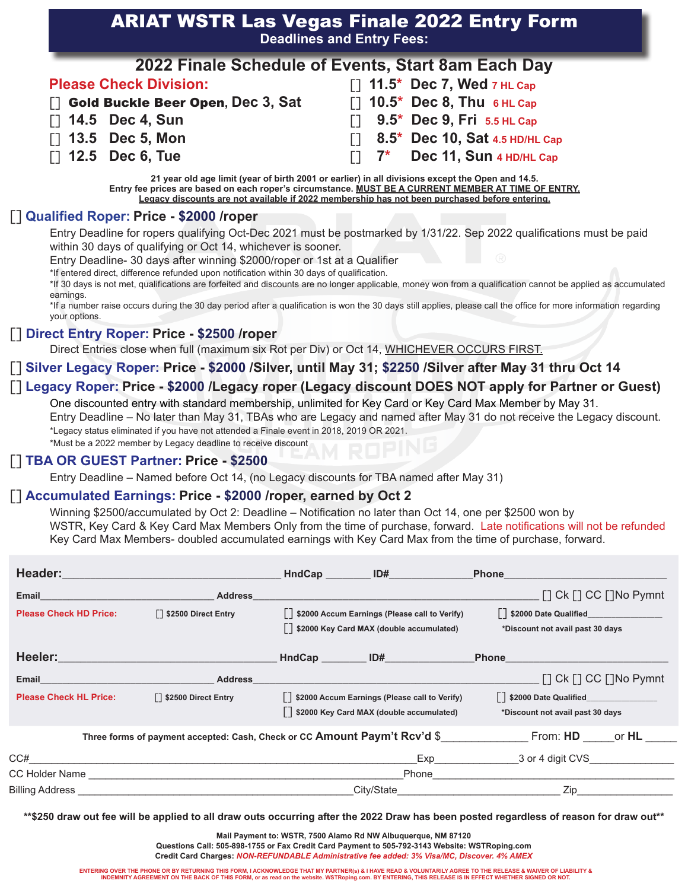# ARIAT WSTR Las Vegas Finale 2022 Entry Form

**Deadlines and Entry Fees:**

## 2022 Finale Schedule of Events, Start 8am Each Day

**Please Check Division:**

- [] **Gold Buckle Beer Open**, Dec 3, Sat
- [] 14.5 Dec 4, Sun
- [] 13.5 Dec 5, Mon
- [] 12.5 Dec 6, Tue
- [] 11.5* Dec 7, Wed 7 HL Cap
- [] 10.5* Dec 8, Thu 6 HL Cap
- [] 9.5* Dec 9, Fri 5.5 HL Cap
- [] 8.5* Dec 10, Sat 4.5 HD/HL Cap
- [] 7* Dec 11, Sun 4 HD/HL Cap

**21 year old age limit (year of birth 2001 or earlier) in all divisions except the Open and 14.5.**
**Entry fee prices are based on each roper's circumstance. MUST BE A CURRENT MEMBER AT TIME OF ENTRY.**
**Legacy discounts are not available if 2022 membership has not been purchased before entering.**

### [] Qualified Roper: Price - $2000 /roper

Entry Deadline for ropers qualifying Oct-Dec 2021 must be postmarked by 1/31/22. Sep 2022 qualifications must be paid within 30 days of qualifying or Oct 14, whichever is sooner.
Entry Deadline- 30 days after winning $2000/roper or 1st at a Qualifier
*If entered direct, difference refunded upon notification within 30 days of qualification.
*If 30 days is not met, qualifications are forfeited and discounts are no longer applicable, money won from a qualification cannot be applied as accumulated earnings.
*If a number raise occurs during the 30 day period after a qualification is won the 30 days still applies, please call the office for more information regarding your options.

### [] Direct Entry Roper: Price - $2500 /roper

Direct Entries close when full (maximum six Rot per Div) or Oct 14, WHICHEVER OCCURS FIRST.

### [] Silver Legacy Roper: Price - $2000 /Silver, until May 31; $2250 /Silver after May 31 thru Oct 14

### [] Legacy Roper: Price - $2000 /Legacy roper (Legacy discount DOES NOT apply for Partner or Guest)

One discounted entry with standard membership, unlimited for Key Card or Key Card Max Member by May 31.
Entry Deadline – No later than May 31, TBAs who are Legacy and named after May 31 do not receive the Legacy discount.
*Legacy status eliminated if you have not attended a Finale event in 2018, 2019 OR 2021.
*Must be a 2022 member by Legacy deadline to receive discount

### [] TBA OR GUEST Partner: Price - $2500

Entry Deadline – Named before Oct 14, (no Legacy discounts for TBA named after May 31)

### [] Accumulated Earnings: Price - $2000 /roper, earned by Oct 2

Winning $2500/accumulated by Oct 2: Deadline – Notification no later than Oct 14, one per $2500 won by WSTR, Key Card & Key Card Max Members Only from the time of purchase, forward. Late notifications will not be refunded
Key Card Max Members- doubled accumulated earnings with Key Card Max from the time of purchase, forward.

---

**Header:**________________________ **HndCap** ________ **ID#**______________ **Phone**________________________

**Email**________________________ **Address**________________________________ [] Ck [] CC []No Pymnt

**Please Check HD Price:** [] $2500 Direct Entry [] $2000 Accum Earnings (Please call to Verify) [] $2000 Key Card MAX (double accumulated) [] $2000 Date Qualified______________ *Discount not avail past 30 days

**Heeler:**________________________ **HndCap** ________ **ID#**______________ **Phone**________________________

**Email**________________________ **Address**________________________________ [] Ck [] CC []No Pymnt

**Please Check HL Price:** [] $2500 Direct Entry [] $2000 Accum Earnings (Please call to Verify) [] $2000 Key Card MAX (double accumulated) [] $2000 Date Qualified______________ *Discount not avail past 30 days

---

**Three forms of payment accepted: Cash, Check or CC** **Amount Paym't Rcv'd** $______________ From: **HD** _____or **HL** _____

CC#______________________________________ Exp______________ 3 or 4 digit CVS______________

CC Holder Name ______________________________ Phone______________________________

Billing Address ______________________________ City/State______________________ Zip______________

**\*\*$250 draw out fee will be applied to all draw outs occurring after the 2022 Draw has been posted regardless of reason for draw out\*\***

**Mail Payment to: WSTR, 7500 Alamo Rd NW Albuquerque, NM 87120**
**Questions Call: 505-898-1755 or Fax Credit Card Payment to 505-792-3143 Website: WSTRoping.com**
**Credit Card Charges:** ***NON-REFUNDABLE Administrative fee added: 3% Visa/MC, Discover. 4% AMEX***

ENTERING OVER THE PHONE OR BY RETURNING THIS FORM, I ACKNOWLEDGE THAT MY PARTNER(s) & I HAVE READ & VOLUNTARILY AGREE TO THE RELEASE & WAIVER OF LIABILITY & INDEMNITY AGREEMENT ON THE BACK OF THIS FORM, or as read on the website. WSTRoping.com. BY ENTERING, THIS RELEASE IS IN EFFECT WHETHER SIGNED OR NOT.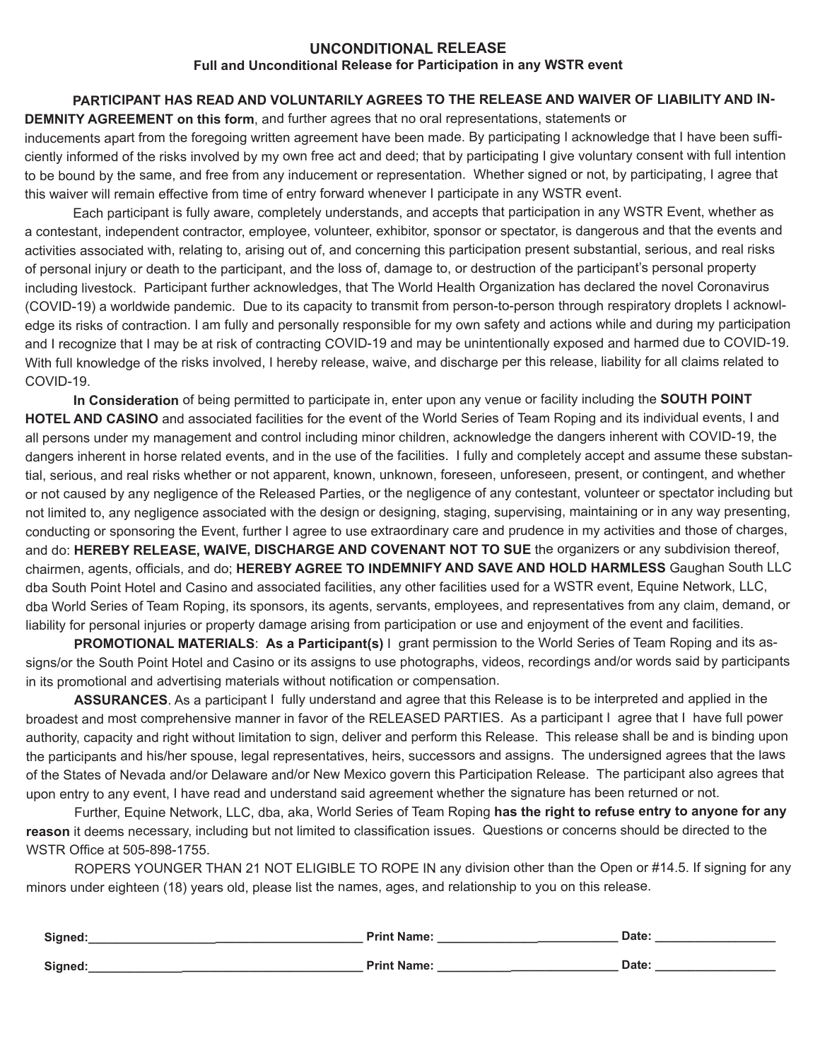# UNCONDITIONAL RELEASE

## Full and Unconditional Release for Participation in any WSTR event

**PARTICIPANT HAS READ AND VOLUNTARILY AGREES TO THE RELEASE AND WAIVER OF LIABILITY AND INDEMNITY AGREEMENT on this form**, and further agrees that no oral representations, statements or inducements apart from the foregoing written agreement have been made. By participating I acknowledge that I have been sufficiently informed of the risks involved by my own free act and deed; that by participating I give voluntary consent with full intention to be bound by the same, and free from any inducement or representation. Whether signed or not, by participating, I agree that this waiver will remain effective from time of entry forward whenever I participate in any WSTR event.

Each participant is fully aware, completely understands, and accepts that participation in any WSTR Event, whether as a contestant, independent contractor, employee, volunteer, exhibitor, sponsor or spectator, is dangerous and that the events and activities associated with, relating to, arising out of, and concerning this participation present substantial, serious, and real risks of personal injury or death to the participant, and the loss of, damage to, or destruction of the participant's personal property including livestock. Participant further acknowledges, that The World Health Organization has declared the novel Coronavirus (COVID-19) a worldwide pandemic. Due to its capacity to transmit from person-to-person through respiratory droplets I acknowledge its risks of contraction. I am fully and personally responsible for my own safety and actions while and during my participation and I recognize that I may be at risk of contracting COVID-19 and may be unintentionally exposed and harmed due to COVID-19. With full knowledge of the risks involved, I hereby release, waive, and discharge per this release, liability for all claims related to COVID-19.

**In Consideration** of being permitted to participate in, enter upon any venue or facility including the **SOUTH POINT HOTEL AND CASINO** and associated facilities for the event of the World Series of Team Roping and its individual events, I and all persons under my management and control including minor children, acknowledge the dangers inherent with COVID-19, the dangers inherent in horse related events, and in the use of the facilities. I fully and completely accept and assume these substantial, serious, and real risks whether or not apparent, known, unknown, foreseen, unforeseen, present, or contingent, and whether or not caused by any negligence of the Released Parties, or the negligence of any contestant, volunteer or spectator including but not limited to, any negligence associated with the design or designing, staging, supervising, maintaining or in any way presenting, conducting or sponsoring the Event, further I agree to use extraordinary care and prudence in my activities and those of charges, and do: **HEREBY RELEASE, WAIVE, DISCHARGE AND COVENANT NOT TO SUE** the organizers or any subdivision thereof, chairmen, agents, officials, and do; **HEREBY AGREE TO INDEMNIFY AND SAVE AND HOLD HARMLESS** Gaughan South LLC dba South Point Hotel and Casino and associated facilities, any other facilities used for a WSTR event, Equine Network, LLC, dba World Series of Team Roping, its sponsors, its agents, servants, employees, and representatives from any claim, demand, or liability for personal injuries or property damage arising from participation or use and enjoyment of the event and facilities.

**PROMOTIONAL MATERIALS**: **As a Participant(s)** I grant permission to the World Series of Team Roping and its assigns/or the South Point Hotel and Casino or its assigns to use photographs, videos, recordings and/or words said by participants in its promotional and advertising materials without notification or compensation.

**ASSURANCES**. As a participant I fully understand and agree that this Release is to be interpreted and applied in the broadest and most comprehensive manner in favor of the RELEASED PARTIES. As a participant I agree that I have full power authority, capacity and right without limitation to sign, deliver and perform this Release. This release shall be and is binding upon the participants and his/her spouse, legal representatives, heirs, successors and assigns. The undersigned agrees that the laws of the States of Nevada and/or Delaware and/or New Mexico govern this Participation Release. The participant also agrees that upon entry to any event, I have read and understand said agreement whether the signature has been returned or not.

Further, Equine Network, LLC, dba, aka, World Series of Team Roping **has the right to refuse entry to anyone for any reason** it deems necessary, including but not limited to classification issues. Questions or concerns should be directed to the WSTR Office at 505-898-1755.

ROPERS YOUNGER THAN 21 NOT ELIGIBLE TO ROPE IN any division other than the Open or #14.5. If signing for any minors under eighteen (18) years old, please list the names, ages, and relationship to you on this release.

**Signed:**________________________________________ **Print Name:** __________________________ **Date:** __________________

**Signed:**________________________________________ **Print Name:** __________________________ **Date:** __________________